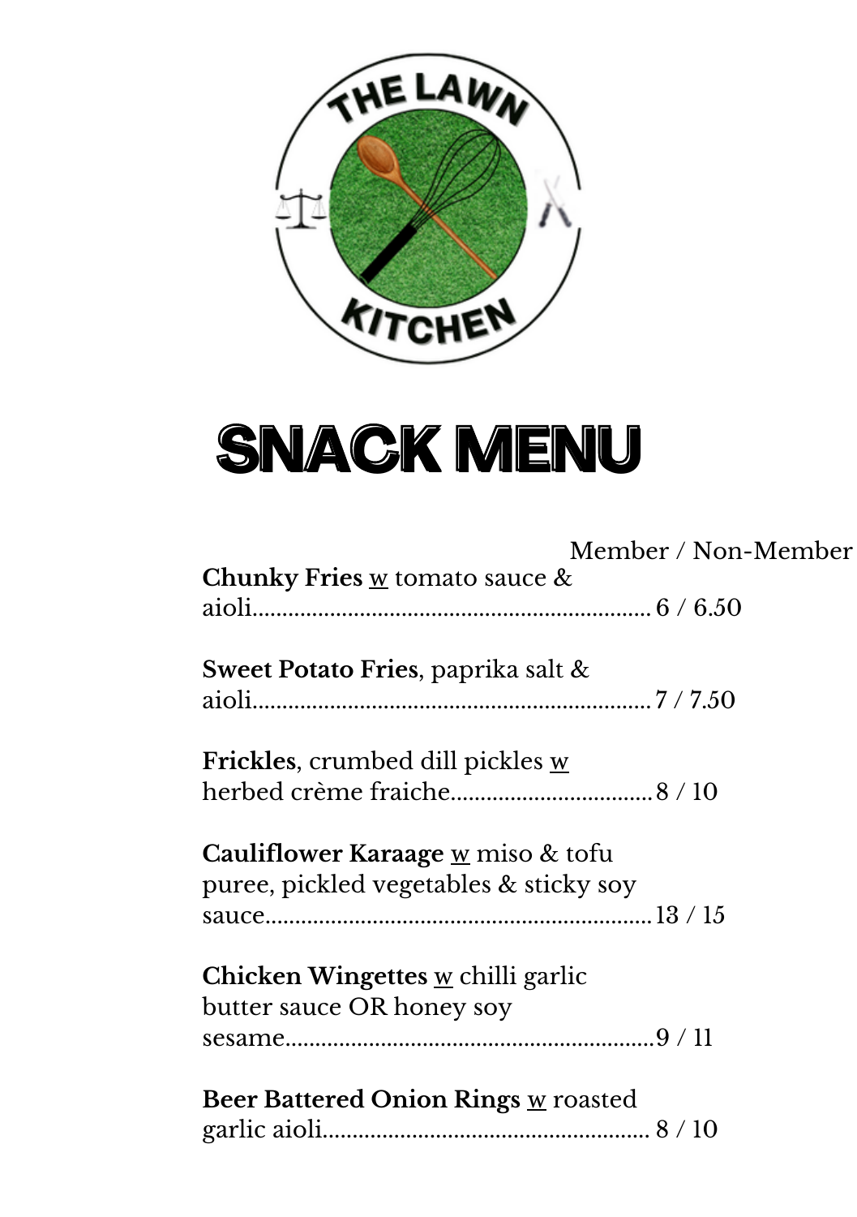THE LAWN KITCHEN

# SNACK MENU

Member / Non-Member

**Chunky Fries** w tomato sauce & aioli........................................................ 6 / 6.50

**Sweet Potato Fries**, paprika salt & aioli........................................................ 7 / 7.50

**Frickles**, crumbed dill pickles w herbed crème fraiche.................................. 8 / 10

**Cauliflower Karaage** w miso & tofu puree, pickled vegetables & sticky soy sauce........................................................ 13 / 15

**Chicken Wingettes** w chilli garlic butter sauce OR honey soy sesame........................................................ 9 / 11

**Beer Battered Onion Rings** w roasted garlic aioli........................................................ 8 / 10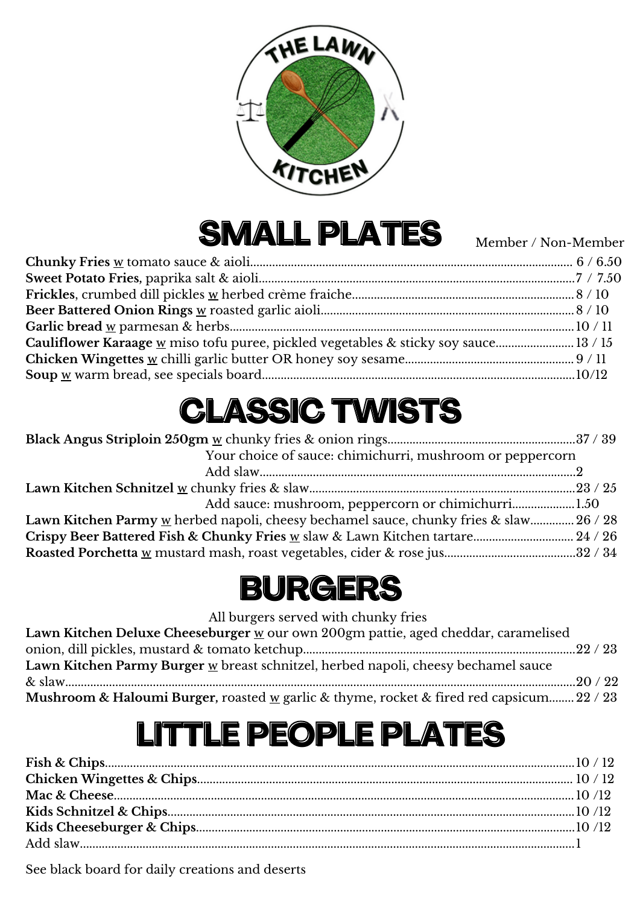THE LAWN KITCHEN

# SMALL PLATES

Member / Non-Member

**Chunky Fries** w tomato sauce & aioli........................................ 6 / 6.50
**Sweet Potato Fries**, paprika salt & aioli........................................7 / 7.50
**Frickles**, crumbed dill pickles w herbed crème fraiche........................................8 / 10
**Beer Battered Onion Rings** w roasted garlic aioli........................................8 / 10
**Garlic bread** w parmesan & herbs........................................10 / 11
**Cauliflower Karaage** w miso tofu puree, pickled vegetables & sticky soy sauce........................................13 / 15
**Chicken Wingettes** w chilli garlic butter OR honey soy sesame........................................ 9 / 11
**Soup** w warm bread, see specials board........................................10/12

# CLASSIC TWISTS

**Black Angus Striploin 250gm** w chunky fries & onion rings........................................37 / 39
Your choice of sauce: chimichurri, mushroom or peppercorn
Add slaw........................................2
**Lawn Kitchen Schnitzel** w chunky fries & slaw........................................23 / 25
Add sauce: mushroom, peppercorn or chimichurri........................................1.50
**Lawn Kitchen Parmy** w herbed napoli, cheesy bechamel sauce, chunky fries & slaw........................................26 / 28
**Crispy Beer Battered Fish & Chunky Fries** w slaw & Lawn Kitchen tartare........................................ 24 / 26
**Roasted Porchetta** w mustard mash, roast vegetables, cider & rose jus........................................32 / 34

# BURGERS

All burgers served with chunky fries

**Lawn Kitchen Deluxe Cheeseburger** w our own 200gm pattie, aged cheddar, caramelised onion, dill pickles, mustard & tomato ketchup........................................22 / 23
**Lawn Kitchen Parmy Burger** w breast schnitzel, herbed napoli, cheesy bechamel sauce & slaw........................................20 / 22
**Mushroom & Haloumi Burger**, roasted w garlic & thyme, rocket & fired red capsicum........................................22 / 23

# LITTLE PEOPLE PLATES

**Fish & Chips**........................................10 / 12
**Chicken Wingettes & Chips**........................................ 10 / 12
**Mac & Cheese**........................................10 /12
**Kids Schnitzel & Chips**........................................10 /12
**Kids Cheeseburger & Chips**........................................10 /12
Add slaw........................................1

See black board for daily creations and deserts